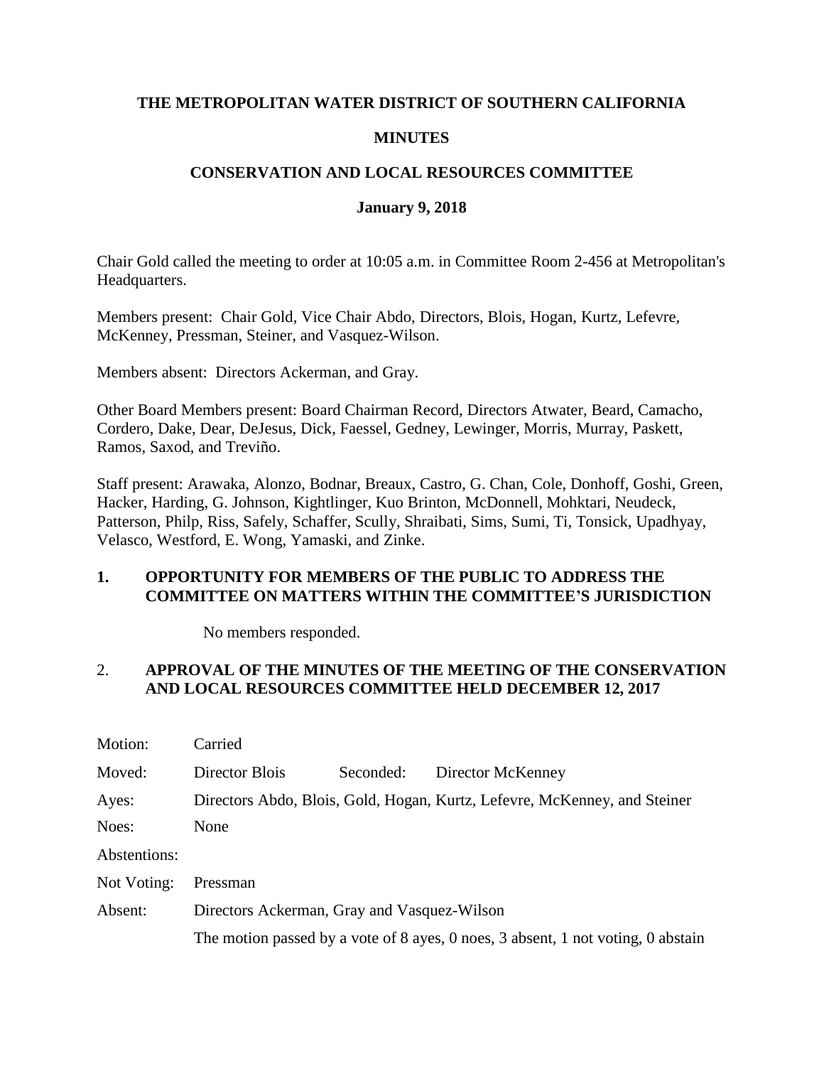**THE METROPOLITAN WATER DISTRICT OF SOUTHERN CALIFORNIA**

**MINUTES**

**CONSERVATION AND LOCAL RESOURCES COMMITTEE**

**January 9, 2018**

Chair Gold called the meeting to order at 10:05 a.m. in Committee Room 2-456 at Metropolitan's Headquarters.

Members present: Chair Gold, Vice Chair Abdo, Directors, Blois, Hogan, Kurtz, Lefevre, McKenney, Pressman, Steiner, and Vasquez-Wilson.

Members absent: Directors Ackerman, and Gray.

Other Board Members present: Board Chairman Record, Directors Atwater, Beard, Camacho, Cordero, Dake, Dear, DeJesus, Dick, Faessel, Gedney, Lewinger, Morris, Murray, Paskett, Ramos, Saxod, and Treviño.

Staff present: Arawaka, Alonzo, Bodnar, Breaux, Castro, G. Chan, Cole, Donhoff, Goshi, Green, Hacker, Harding, G. Johnson, Kightlinger, Kuo Brinton, McDonnell, Mohktari, Neudeck, Patterson, Philp, Riss, Safely, Schaffer, Scully, Shraibati, Sims, Sumi, Ti, Tonsick, Upadhyay, Velasco, Westford, E. Wong, Yamaski, and Zinke.

**1. OPPORTUNITY FOR MEMBERS OF THE PUBLIC TO ADDRESS THE COMMITTEE ON MATTERS WITHIN THE COMMITTEE'S JURISDICTION**

No members responded.

2. **APPROVAL OF THE MINUTES OF THE MEETING OF THE CONSERVATION AND LOCAL RESOURCES COMMITTEE HELD DECEMBER 12, 2017**

Motion: Carried

Moved: Director Blois Seconded: Director McKenney

Ayes: Directors Abdo, Blois, Gold, Hogan, Kurtz, Lefevre, McKenney, and Steiner

Noes: None

Abstentions:

Not Voting: Pressman

Absent: Directors Ackerman, Gray and Vasquez-Wilson

The motion passed by a vote of 8 ayes, 0 noes, 3 absent, 1 not voting, 0 abstain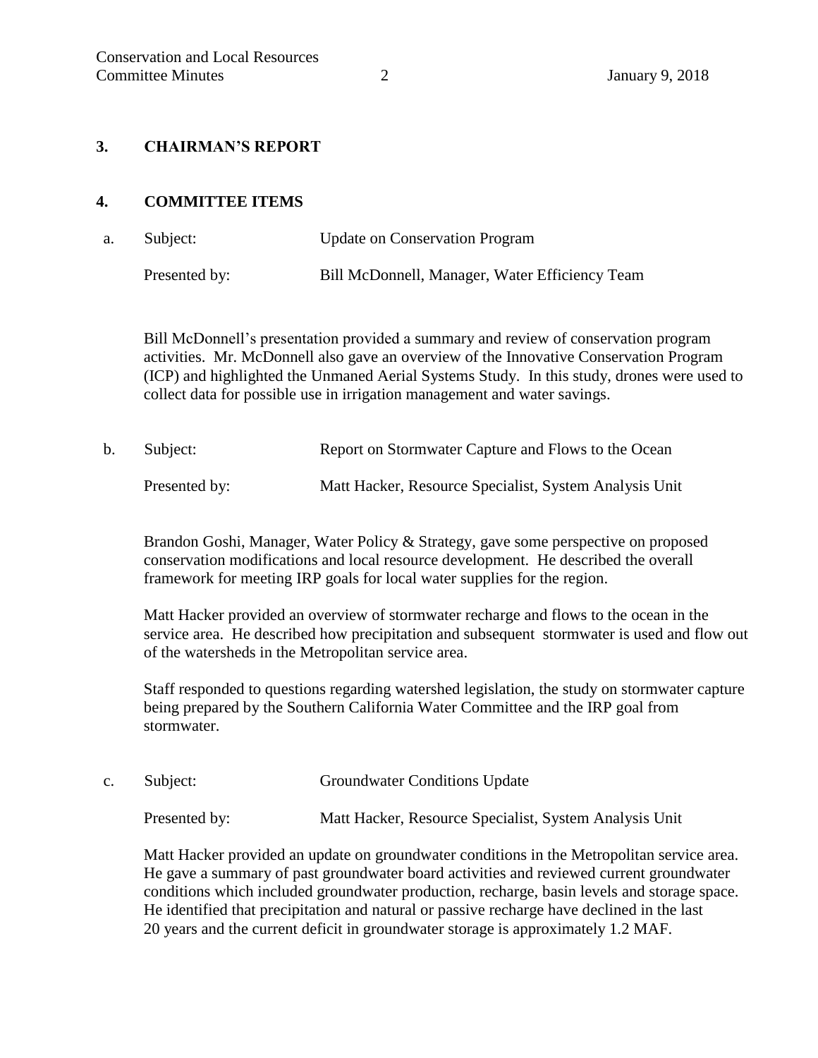### 3. CHAIRMAN'S REPORT

### 4. COMMITTEE ITEMS

a. Subject: Update on Conservation Program

Presented by: Bill McDonnell, Manager, Water Efficiency Team

Bill McDonnell's presentation provided a summary and review of conservation program activities. Mr. McDonnell also gave an overview of the Innovative Conservation Program (ICP) and highlighted the Unmaned Aerial Systems Study. In this study, drones were used to collect data for possible use in irrigation management and water savings.

b. Subject: Report on Stormwater Capture and Flows to the Ocean

Presented by: Matt Hacker, Resource Specialist, System Analysis Unit

Brandon Goshi, Manager, Water Policy & Strategy, gave some perspective on proposed conservation modifications and local resource development. He described the overall framework for meeting IRP goals for local water supplies for the region.

Matt Hacker provided an overview of stormwater recharge and flows to the ocean in the service area. He described how precipitation and subsequent stormwater is used and flow out of the watersheds in the Metropolitan service area.

Staff responded to questions regarding watershed legislation, the study on stormwater capture being prepared by the Southern California Water Committee and the IRP goal from stormwater.

c. Subject: Groundwater Conditions Update

Presented by: Matt Hacker, Resource Specialist, System Analysis Unit

Matt Hacker provided an update on groundwater conditions in the Metropolitan service area. He gave a summary of past groundwater board activities and reviewed current groundwater conditions which included groundwater production, recharge, basin levels and storage space. He identified that precipitation and natural or passive recharge have declined in the last 20 years and the current deficit in groundwater storage is approximately 1.2 MAF.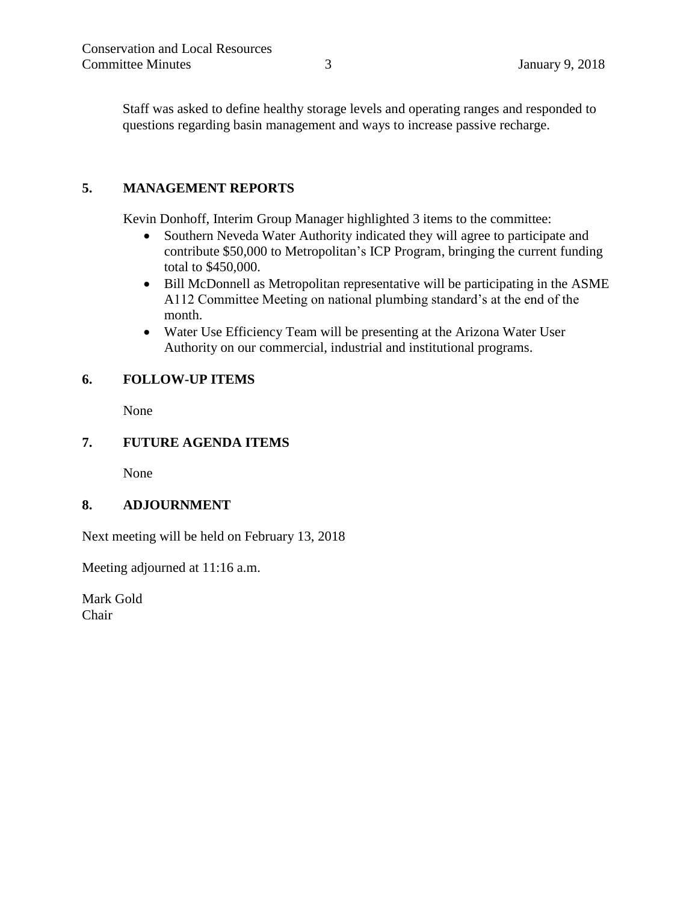Staff was asked to define healthy storage levels and operating ranges and responded to questions regarding basin management and ways to increase passive recharge.

## 5. MANAGEMENT REPORTS

Kevin Donhoff, Interim Group Manager highlighted 3 items to the committee:

- Southern Neveda Water Authority indicated they will agree to participate and contribute $50,000 to Metropolitan's ICP Program, bringing the current funding total to $450,000.
- Bill McDonnell as Metropolitan representative will be participating in the ASME A112 Committee Meeting on national plumbing standard's at the end of the month.
- Water Use Efficiency Team will be presenting at the Arizona Water User Authority on our commercial, industrial and institutional programs.

## 6. FOLLOW-UP ITEMS

None

## 7. FUTURE AGENDA ITEMS

None

## 8. ADJOURNMENT

Next meeting will be held on February 13, 2018

Meeting adjourned at 11:16 a.m.

Mark Gold
Chair